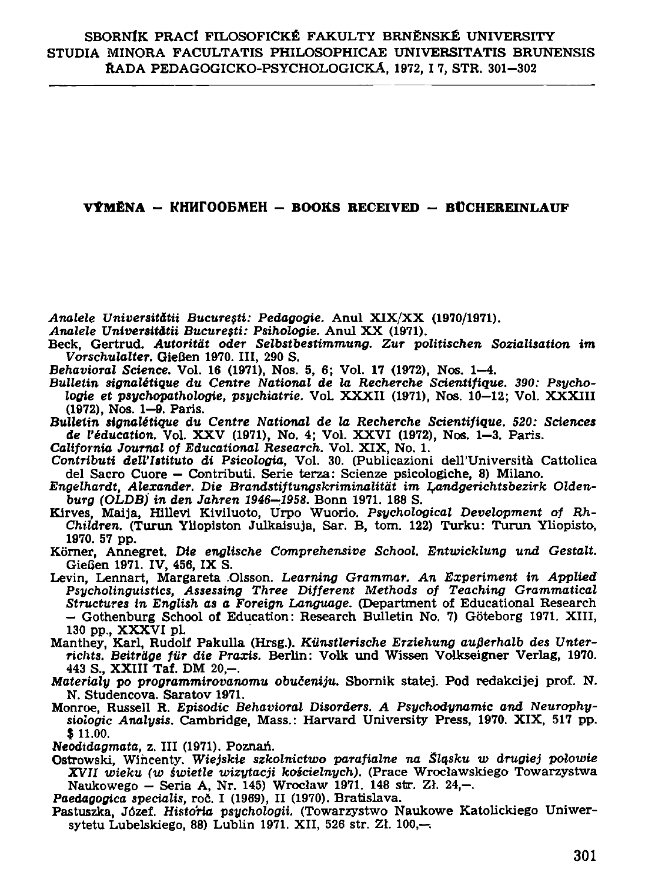## VÝMĚNA — КНИГООБМЕН — BOOKS RECEIVED — BÜCHEREINLAUF

*Analele Universității București: Pedagogie.* Anul XIX/XX (1970/1971).

*Analele Universității București: Psihologie.* Anul XX (1971).

Beck, Gertrud. *Autorität oder Selbstbestimmung. Zur politischen Sozialisation im Vorschulalter.* Gießen 1970. III, 290 S.

*Behavioral Science.* Vol. 16 (1971), Nos. 5, 6; Vol. 17 (1972), Nos. 1—4.

*Bulletin signalétique du Centre National de la Recherche Scientifique. 390: Psychologie et psychopathologie, psychiatrie.* Vol. XXXII (1971), Nos. 10—12; Vol. XXXIII (1972), Nos. 1—9. Paris.

*Bulletin signalétique du Centre National de la Recherche Scientifique. 520: Sciences de l'éducation.* Vol. XXV (1971), No. 4; Vol. XXVI (1972), Nos. 1—3. Paris.

*California Journal of Educational Research.* Vol. XIX, No. 1.

*Contributi dell'Istituto di Psicologia,* Vol. 30. (Publicazioni dell'Università Cattolica del Sacro Cuore — Contributi. Serie terza: Scienze psicologiche, 8) Milano.

*Engelhardt, Alexander. Die Brandstiftungskriminalität im Landgerichtsbezirk Oldenburg (OLDB) in den Jahren 1946—1958.* Bonn 1971. 188 S.

Kirves, Maija, Hillevi Kiviluoto, Urpo Wuorio. *Psychological Development of Rh-Children.* (Turun Yliopiston Julkaisuja, Sar. B, tom. 122) Turku: Turun Yliopisto, 1970. 57 pp.

Körner, Annegret. *Die englische Comprehensive School. Entwicklung und Gestalt.* Gießen 1971. IV, 456, IX S.

Levin, Lennart, Margareta Olsson. *Learning Grammar. An Experiment in Applied Psycholinguistics, Assessing Three Different Methods of Teaching Grammatical Structures in English as a Foreign Language.* (Department of Educational Research — Gothenburg School of Education: Research Bulletin No. 7) Göteborg 1971. XIII, 130 pp., XXXVI pl.

Manthey, Karl, Rudolf Pakulla (Hrsg.). *Künstlerische Erziehung außerhalb des Unterrichts. Beiträge für die Praxis.* Berlin: Volk und Wissen Volkseigner Verlag, 1970. 443 S., XXIII Taf. DM 20,—.

*Materialy po programmirovanomu obučeniju.* Sbornik statej. Pod redakcijej prof. N. N. Studencova. Saratov 1971.

Monroe, Russell R. *Episodic Behavioral Disorders. A Psychodynamic and Neurophysiologic Analysis.* Cambridge, Mass.: Harvard University Press, 1970. XIX, 517 pp. $ 11.00.

*Neodidagmata,* z. III (1971). Poznań.

Ostrowski, Wincenty. *Wiejskie szkolnictwo parafialne na Śląsku w drugiej połowie XVII wieku (w świetle wizytacji kościelnych).* (Prace Wrocławskiego Towarzystwa Naukowego — Seria A, Nr. 145) Wrocław 1971. 148 str. Zł. 24,—.

*Paedagogica specialis,* roč. I (1969), II (1970). Bratislava.

Pastuszka, Józef. *Historia psychologii.* (Towarzystwo Naukowe Katolickiego Uniwersytetu Lubelskiego, 88) Lublin 1971. XII, 526 str. Zł. 100,—.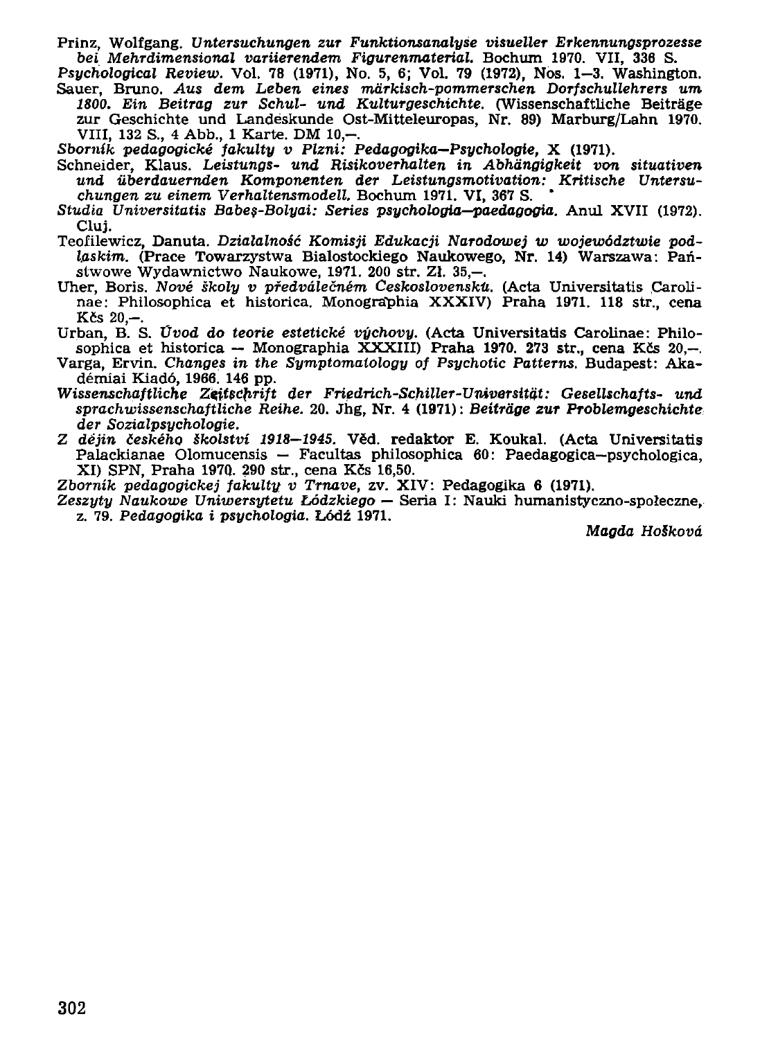Prinz, Wolfgang. *Untersuchungen zur Funktionsanalyse visueller Erkennungsprozesse bei Mehrdimensional variierendem Figurenmaterial.* Bochum 1970. VII, 336 S.

*Psychological Review.* Vol. 78 (1971), No. 5, 6; Vol. 79 (1972), Nos. 1–3. Washington.

Sauer, Bruno. *Aus dem Leben eines märkisch-pommerschen Dorfschullehrers um 1800. Ein Beitrag zur Schul- und Kulturgeschichte.* (Wissenschaftliche Beiträge zur Geschichte und Landeskunde Ost-Mitteleuropas, Nr. 89) Marburg/Lahn 1970. VIII, 132 S., 4 Abb., 1 Karte. DM 10,–.

*Sborník pedagogické fakulty v Plzni: Pedagogika–Psychologie,* X (1971).

Schneider, Klaus. *Leistungs- und Risikoverhalten in Abhängigkeit von situativen und überdauernden Komponenten der Leistungsmotivation: Kritische Untersuchungen zu einem Verhaltensmodell.* Bochum 1971. VI, 367 S.

*Studia Universitatis Babeş-Bolyai: Series psychologia–paedagogia.* Anul XVII (1972). Cluj.

Teofilewicz, Danuta. *Działalność Komisji Edukacji Narodowej w województwie podlaskim.* (Prace Towarzystwa Białostockiego Naukowego, Nr. 14) Warszawa: Państwowe Wydawnictwo Naukowe, 1971. 200 str. Zł. 35,–.

Uher, Boris. *Nové školy v předválečném Československu.* (Acta Universitatis Carolinae: Philosophica et historica. Monographia XXXIV) Praha 1971. 118 str., cena Kčs 20,–.

Urban, B. S. *Úvod do teorie estetické výchovy.* (Acta Universitatis Carolinae: Philosophica et historica – Monographia XXXIII) Praha 1970. 273 str., cena Kčs 20,–.

Varga, Ervin. *Changes in the Symptomatology of Psychotic Patterns.* Budapest: Akadémiai Kiadó, 1966. 146 pp.

*Wissenschaftliche Zeitschrift der Friedrich-Schiller-Universität: Gesellschafts- und sprachwissenschaftliche Reihe.* 20. Jhg, Nr. 4 (1971): *Beiträge zur Problemgeschichte der Sozialpsychologie.*

*Z dějin českého školství 1918–1945.* Věd. redaktor E. Koukal. (Acta Universitatis Palackianae Olomucensis – Facultas philosophica 60: Paedagogica–psychologica, XI) SPN, Praha 1970. 290 str., cena Kčs 16,50.

*Zborník pedagogickej fakulty v Trnave,* zv. XIV: Pedagogika 6 (1971).

*Zeszyty Naukowe Uniwersytetu Łódzkiego* – Seria I: Nauki humanistyczno-społeczne, z. 79. *Pedagogika i psychologia.* Łódź 1971.

*Magda Hošková*